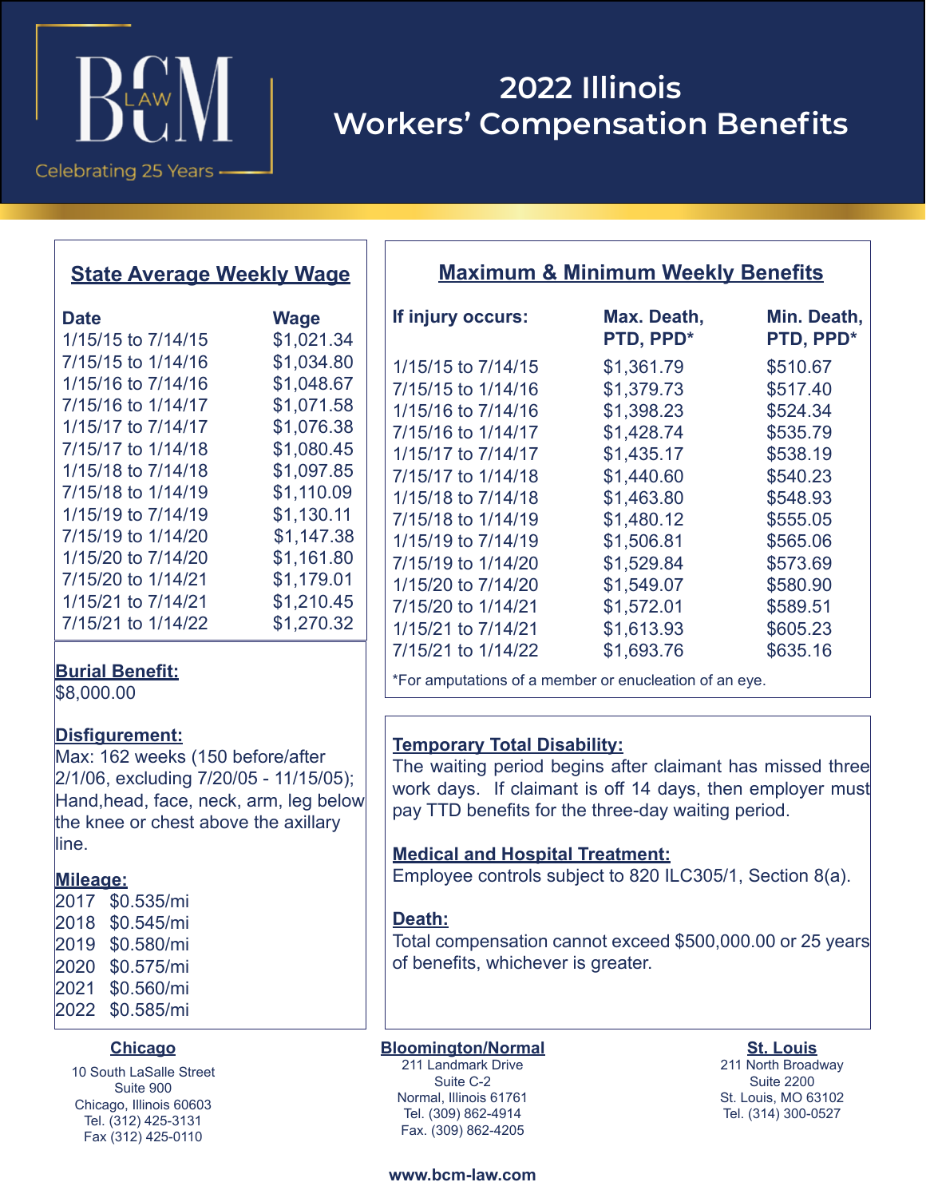BCM LAW

Celebrating 25 Years

# 2022 Illinois Workers' Compensation Benefits

## State Average Weekly Wage

| Date | Wage |
|---|---|
| 1/15/15 to 7/14/15 | $1,021.34 |
| 7/15/15 to 1/14/16 | $1,034.80 |
| 1/15/16 to 7/14/16 | $1,048.67 |
| 7/15/16 to 1/14/17 | $1,071.58 |
| 1/15/17 to 7/14/17 | $1,076.38 |
| 7/15/17 to 1/14/18 | $1,080.45 |
| 1/15/18 to 7/14/18 | $1,097.85 |
| 7/15/18 to 1/14/19 | $1,110.09 |
| 1/15/19 to 7/14/19 | $1,130.11 |
| 7/15/19 to 1/14/20 | $1,147.38 |
| 1/15/20 to 7/14/20 | $1,161.80 |
| 7/15/20 to 1/14/21 | $1,179.01 |
| 1/15/21 to 7/14/21 | $1,210.45 |
| 7/15/21 to 1/14/22 | $1,270.32 |

**Burial Benefit:**
$8,000.00

**Disfigurement:**
Max: 162 weeks (150 before/after 2/1/06, excluding 7/20/05 - 11/15/05); Hand,head, face, neck, arm, leg below the knee or chest above the axillary line.

**Mileage:**

| Year | Rate |
|---|---|
| 2017 | $0.535/mi |
| 2018 | $0.545/mi |
| 2019 | $0.580/mi |
| 2020 | $0.575/mi |
| 2021 | $0.560/mi |
| 2022 | $0.585/mi |

## Maximum & Minimum Weekly Benefits

| If injury occurs: | Max. Death, PTD, PPD* | Min. Death, PTD, PPD* |
|---|---|---|
| 1/15/15 to 7/14/15 | $1,361.79 | $510.67 |
| 7/15/15 to 1/14/16 | $1,379.73 | $517.40 |
| 1/15/16 to 7/14/16 | $1,398.23 | $524.34 |
| 7/15/16 to 1/14/17 | $1,428.74 | $535.79 |
| 1/15/17 to 7/14/17 | $1,435.17 | $538.19 |
| 7/15/17 to 1/14/18 | $1,440.60 | $540.23 |
| 1/15/18 to 7/14/18 | $1,463.80 | $548.93 |
| 7/15/18 to 1/14/19 | $1,480.12 | $555.05 |
| 1/15/19 to 7/14/19 | $1,506.81 | $565.06 |
| 7/15/19 to 1/14/20 | $1,529.84 | $573.69 |
| 1/15/20 to 7/14/20 | $1,549.07 | $580.90 |
| 7/15/20 to 1/14/21 | $1,572.01 | $589.51 |
| 1/15/21 to 7/14/21 | $1,613.93 | $605.23 |
| 7/15/21 to 1/14/22 | $1,693.76 | $635.16 |

*For amputations of a member or enucleation of an eye.

**Temporary Total Disability:**
The waiting period begins after claimant has missed three work days. If claimant is off 14 days, then employer must pay TTD benefits for the three-day waiting period.

**Medical and Hospital Treatment:**
Employee controls subject to 820 ILC305/1, Section 8(a).

**Death:**
Total compensation cannot exceed $500,000.00 or 25 years of benefits, whichever is greater.

**Chicago**
10 South LaSalle Street
Suite 900
Chicago, Illinois 60603
Tel. (312) 425-3131
Fax (312) 425-0110

**Bloomington/Normal**
211 Landmark Drive
Suite C-2
Normal, Illinois 61761
Tel. (309) 862-4914
Fax. (309) 862-4205

**St. Louis**
211 North Broadway
Suite 2200
St. Louis, MO 63102
Tel. (314) 300-0527

www.bcm-law.com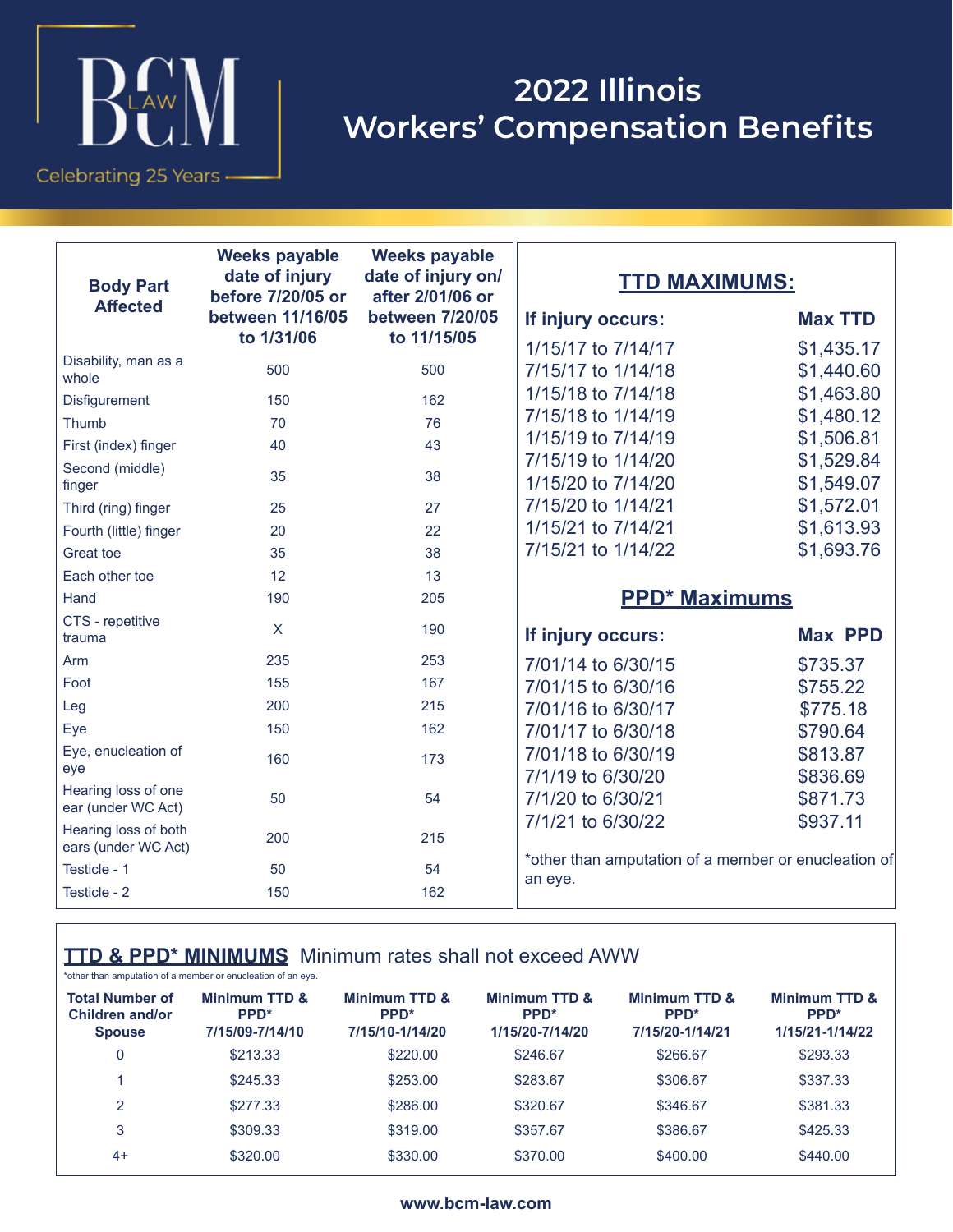BCM LAW

Celebrating 25 Years

# 2022 Illinois Workers' Compensation Benefits

| Body Part Affected | Weeks payable date of injury before 7/20/05 or between 11/16/05 to 1/31/06 | Weeks payable date of injury on/ after 2/01/06 or between 7/20/05 to 11/15/05 |
|---|---|---|
| Disability, man as a whole | 500 | 500 |
| Disfigurement | 150 | 162 |
| Thumb | 70 | 76 |
| First (index) finger | 40 | 43 |
| Second (middle) finger | 35 | 38 |
| Third (ring) finger | 25 | 27 |
| Fourth (little) finger | 20 | 22 |
| Great toe | 35 | 38 |
| Each other toe | 12 | 13 |
| Hand | 190 | 205 |
| CTS - repetitive trauma | X | 190 |
| Arm | 235 | 253 |
| Foot | 155 | 167 |
| Leg | 200 | 215 |
| Eye | 150 | 162 |
| Eye, enucleation of eye | 160 | 173 |
| Hearing loss of one ear (under WC Act) | 50 | 54 |
| Hearing loss of both ears (under WC Act) | 200 | 215 |
| Testicle - 1 | 50 | 54 |
| Testicle - 2 | 150 | 162 |

## TTD MAXIMUMS:

| If injury occurs: | Max TTD |
|---|---|
| 1/15/17 to 7/14/17 | $1,435.17 |
| 7/15/17 to 1/14/18 | $1,440.60 |
| 1/15/18 to 7/14/18 | $1,463.80 |
| 7/15/18 to 1/14/19 | $1,480.12 |
| 1/15/19 to 7/14/19 | $1,506.81 |
| 7/15/19 to 1/14/20 | $1,529.84 |
| 1/15/20 to 7/14/20 | $1,549.07 |
| 7/15/20 to 1/14/21 | $1,572.01 |
| 1/15/21 to 7/14/21 | $1,613.93 |
| 7/15/21 to 1/14/22 | $1,693.76 |

## PPD* Maximums

| If injury occurs: | Max PPD |
|---|---|
| 7/01/14 to 6/30/15 | $735.37 |
| 7/01/15 to 6/30/16 | $755.22 |
| 7/01/16 to 6/30/17 | $775.18 |
| 7/01/17 to 6/30/18 | $790.64 |
| 7/01/18 to 6/30/19 | $813.87 |
| 7/1/19 to 6/30/20 | $836.69 |
| 7/1/20 to 6/30/21 | $871.73 |
| 7/1/21 to 6/30/22 | $937.11 |

*other than amputation of a member or enucleation of an eye.

## TTD & PPD* MINIMUMS Minimum rates shall not exceed AWW

*other than amputation of a member or enucleation of an eye.

| Total Number of Children and/or Spouse | Minimum TTD & PPD* 7/15/09-7/14/10 | Minimum TTD & PPD* 7/15/10-1/14/20 | Minimum TTD & PPD* 1/15/20-7/14/20 | Minimum TTD & PPD* 7/15/20-1/14/21 | Minimum TTD & PPD* 1/15/21-1/14/22 |
|---|---|---|---|---|---|
| 0 | $213.33 | $220.00 | $246.67 | $266.67 | $293.33 |
| 1 | $245.33 | $253.00 | $283.67 | $306.67 | $337.33 |
| 2 | $277.33 | $286.00 | $320.67 | $346.67 | $381.33 |
| 3 | $309.33 | $319.00 | $357.67 | $386.67 | $425.33 |
| 4+ | $320.00 | $330.00 | $370.00 | $400.00 | $440.00 |

www.bcm-law.com